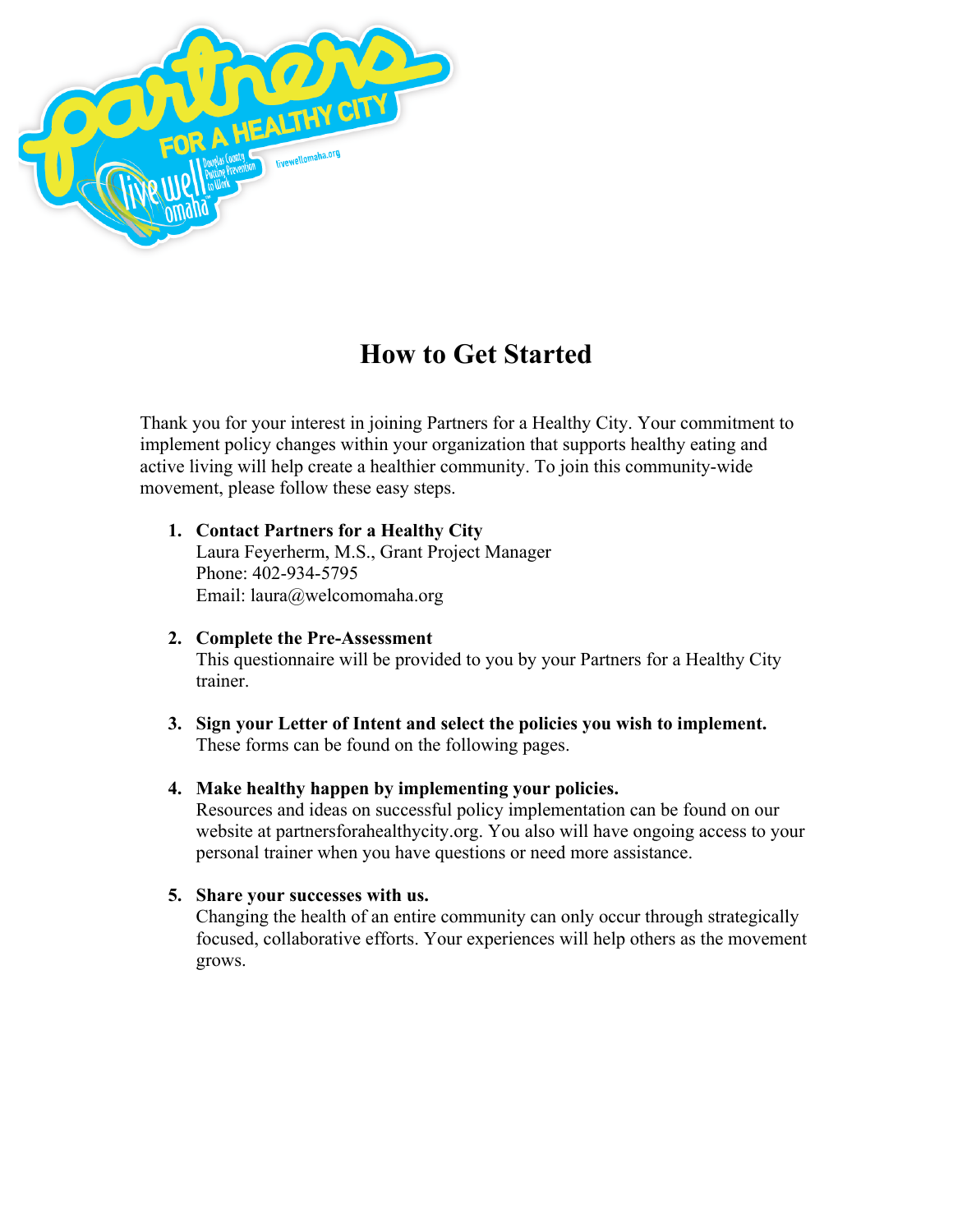# How to Get Started

Thank you for your interest in joining Partners for a Healthy City. Your commitment to implement policy changes within your organization that supports healthy eating and active living will help create a healthier community. To join this community-wide movement, please follow these easy steps.

1. **Contact Partners for a Healthy City**
   Laura Feyerherm, M.S., Grant Project Manager
   Phone: 402-934-5795
   Email: laura@welcomomaha.org

2. **Complete the Pre-Assessment**
   This questionnaire will be provided to you by your Partners for a Healthy City trainer.

3. **Sign your Letter of Intent and select the policies you wish to implement.**
   These forms can be found on the following pages.

4. **Make healthy happen by implementing your policies.**
   Resources and ideas on successful policy implementation can be found on our website at partnersforahealthycity.org. You also will have ongoing access to your personal trainer when you have questions or need more assistance.

5. **Share your successes with us.**
   Changing the health of an entire community can only occur through strategically focused, collaborative efforts. Your experiences will help others as the movement grows.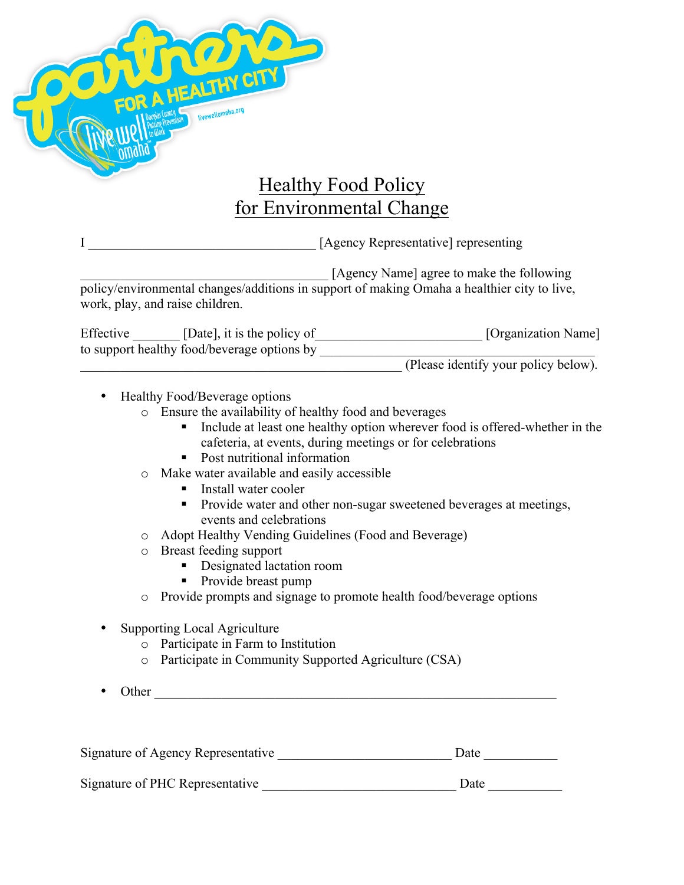# Healthy Food Policy for Environmental Change

I _________________________________ [Agency Representative] representing

____________________________________ [Agency Name] agree to make the following policy/environmental changes/additions in support of making Omaha a healthier city to live, work, play, and raise children.

Effective _______ [Date], it is the policy of________________________ [Organization Name] to support healthy food/beverage options by __________________________________________ _______________________________________________ (Please identify your policy below).

- Healthy Food/Beverage options
  - Ensure the availability of healthy food and beverages
    - Include at least one healthy option wherever food is offered-whether in the cafeteria, at events, during meetings or for celebrations
    - Post nutritional information
  - Make water available and easily accessible
    - Install water cooler
    - Provide water and other non-sugar sweetened beverages at meetings, events and celebrations
  - Adopt Healthy Vending Guidelines (Food and Beverage)
  - Breast feeding support
    - Designated lactation room
    - Provide breast pump
  - Provide prompts and signage to promote health food/beverage options

- Supporting Local Agriculture
  - Participate in Farm to Institution
  - Participate in Community Supported Agriculture (CSA)

- Other ____________________________________________________________

Signature of Agency Representative _________________________ Date ___________

Signature of PHC Representative ____________________________ Date ___________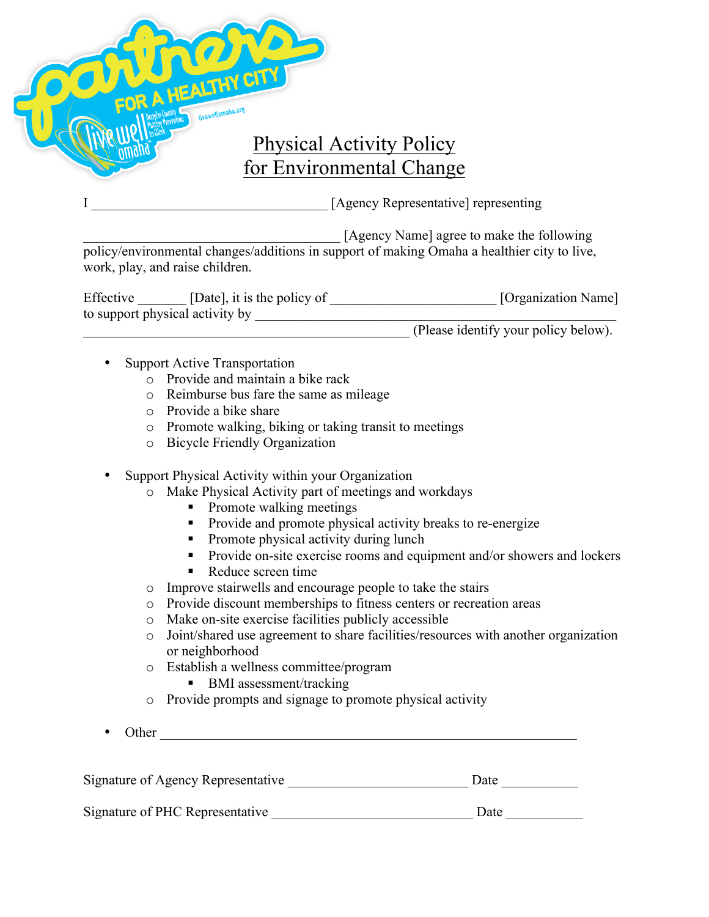# Physical Activity Policy for Environmental Change

I _________________________________ [Agency Representative] representing

____________________________________ [Agency Name] agree to make the following policy/environmental changes/additions in support of making Omaha a healthier city to live, work, play, and raise children.

Effective _______ [Date], it is the policy of _______________________ [Organization Name] to support physical activity by ___________________________________________________ ______________________________________________ (Please identify your policy below).

- Support Active Transportation
  - Provide and maintain a bike rack
  - Reimburse bus fare the same as mileage
  - Provide a bike share
  - Promote walking, biking or taking transit to meetings
  - Bicycle Friendly Organization

- Support Physical Activity within your Organization
  - Make Physical Activity part of meetings and workdays
    - Promote walking meetings
    - Provide and promote physical activity breaks to re-energize
    - Promote physical activity during lunch
    - Provide on-site exercise rooms and equipment and/or showers and lockers
    - Reduce screen time
  - Improve stairwells and encourage people to take the stairs
  - Provide discount memberships to fitness centers or recreation areas
  - Make on-site exercise facilities publicly accessible
  - Joint/shared use agreement to share facilities/resources with another organization or neighborhood
  - Establish a wellness committee/program
    - BMI assessment/tracking
  - Provide prompts and signage to promote physical activity

- Other ___________________________________________________________

Signature of Agency Representative _________________________ Date __________

Signature of PHC Representative ____________________________ Date __________